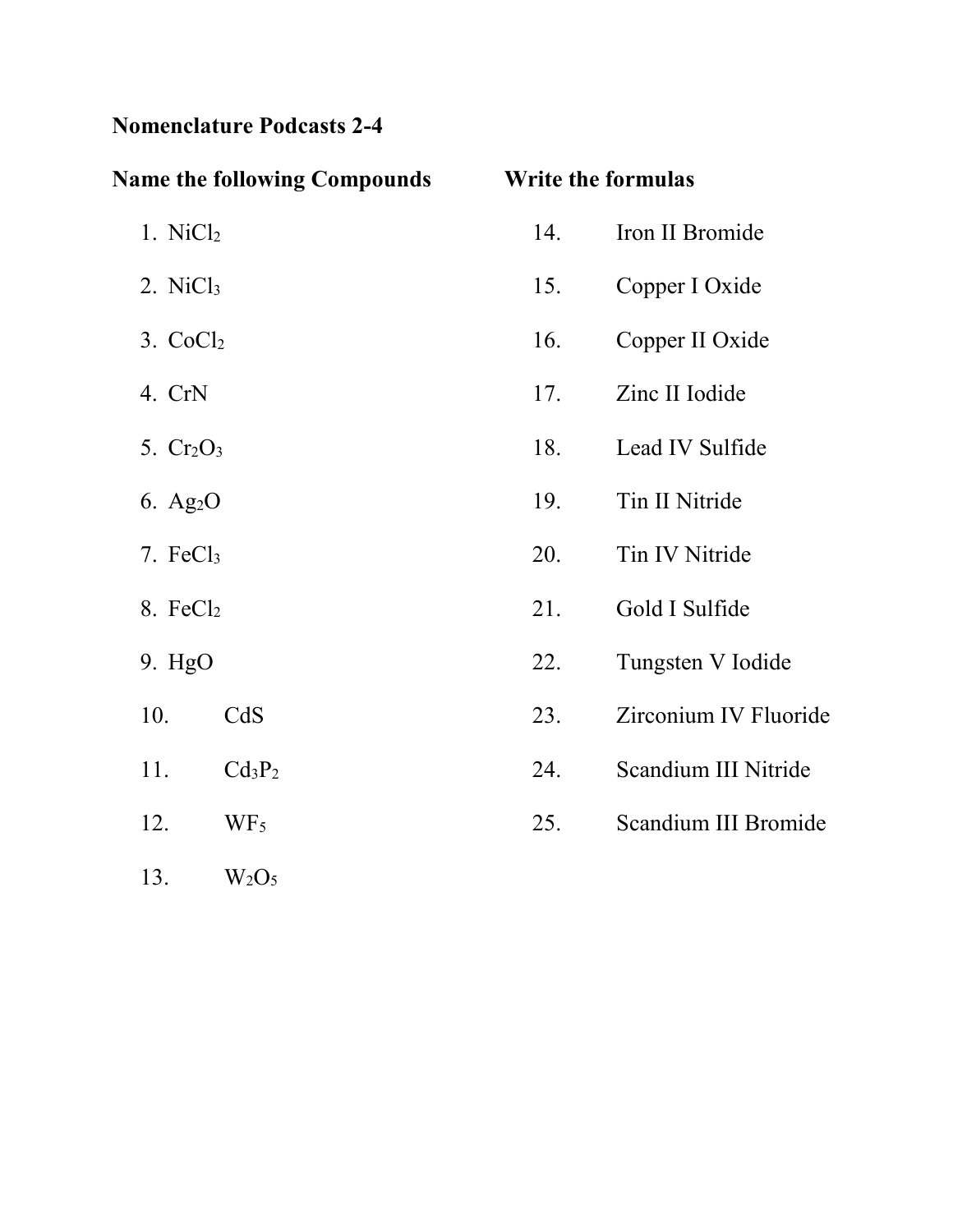# Nomenclature Podcasts 2-4

## Name the following Compounds

1. $NiCl_2$
2. $NiCl_3$
3. $CoCl_2$
4. $CrN$
5. $Cr_2O_3$
6. $Ag_2O$
7. $FeCl_3$
8. $FeCl_2$
9. $HgO$
10. $CdS$
11. $Cd_3P_2$
12. $WF_5$
13. $W_2O_5$

## Write the formulas

14. Iron II Bromide
15. Copper I Oxide
16. Copper II Oxide
17. Zinc II Iodide
18. Lead IV Sulfide
19. Tin II Nitride
20. Tin IV Nitride
21. Gold I Sulfide
22. Tungsten V Iodide
23. Zirconium IV Fluoride
24. Scandium III Nitride
25. Scandium III Bromide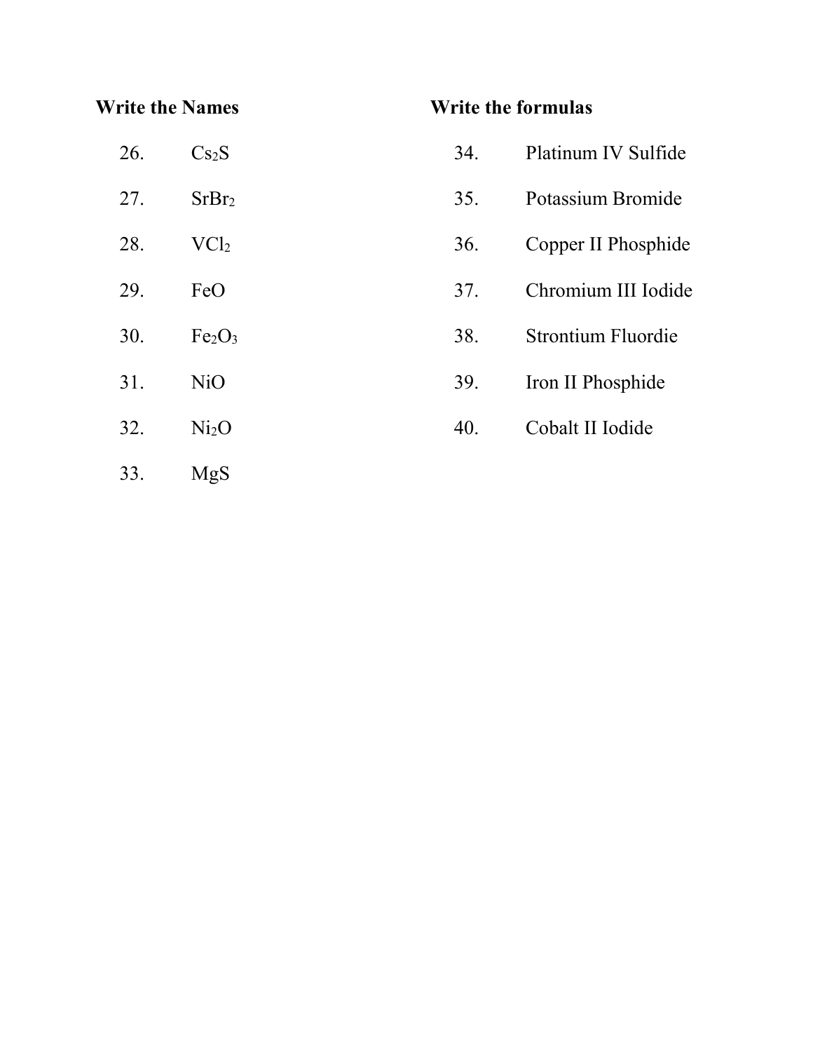**Write the Names**

26. $Cs_2S$
27. $SrBr_2$
28. $VCl_2$
29. $FeO$
30. $Fe_2O_3$
31. $NiO$
32. $Ni_2O$
33. $MgS$

**Write the formulas**

34. Platinum IV Sulfide
35. Potassium Bromide
36. Copper II Phosphide
37. Chromium III Iodide
38. Strontium Fluordie
39. Iron II Phosphide
40. Cobalt II Iodide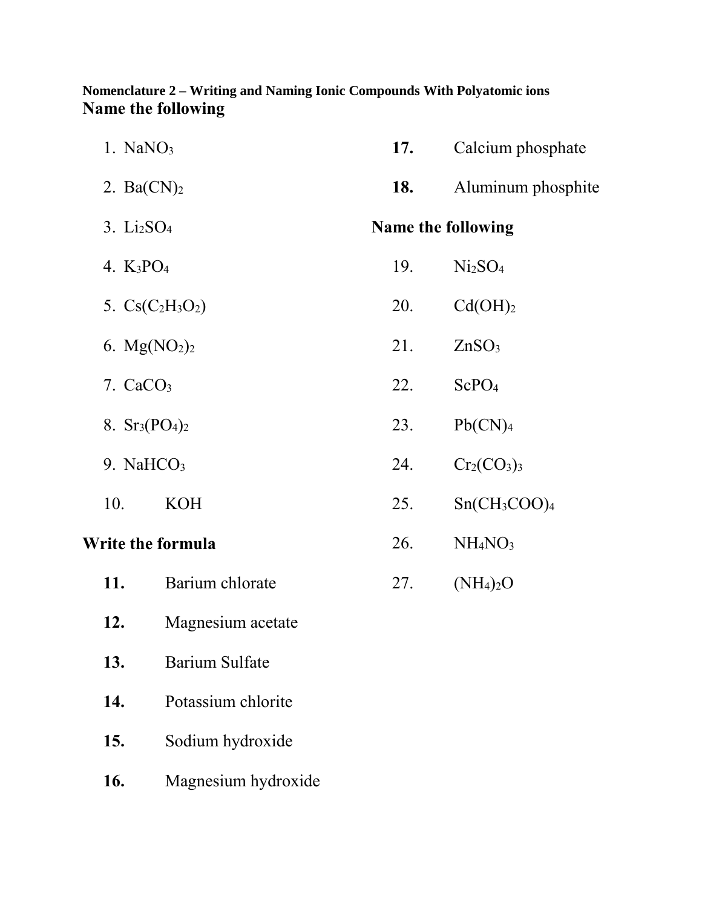**Nomenclature 2 – Writing and Naming Ionic Compounds With Polyatomic ions**

## Name the following

1. $NaNO_3$
2. $Ba(CN)_2$
3. $Li_2SO_4$
4. $K_3PO_4$
5. $Cs(C_2H_3O_2)$
6. $Mg(NO_2)_2$
7. $CaCO_3$
8. $Sr_3(PO_4)_2$
9. $NaHCO_3$
10. $KOH$

## Write the formula

11. Barium chlorate
12. Magnesium acetate
13. Barium Sulfate
14. Potassium chlorite
15. Sodium hydroxide
16. Magnesium hydroxide
17. Calcium phosphate
18. Aluminum phosphite

## Name the following

19. $Ni_2SO_4$
20. $Cd(OH)_2$
21. $ZnSO_3$
22. $ScPO_4$
23. $Pb(CN)_4$
24. $Cr_2(CO_3)_3$
25. $Sn(CH_3COO)_4$
26. $NH_4NO_3$
27. $(NH_4)_2O$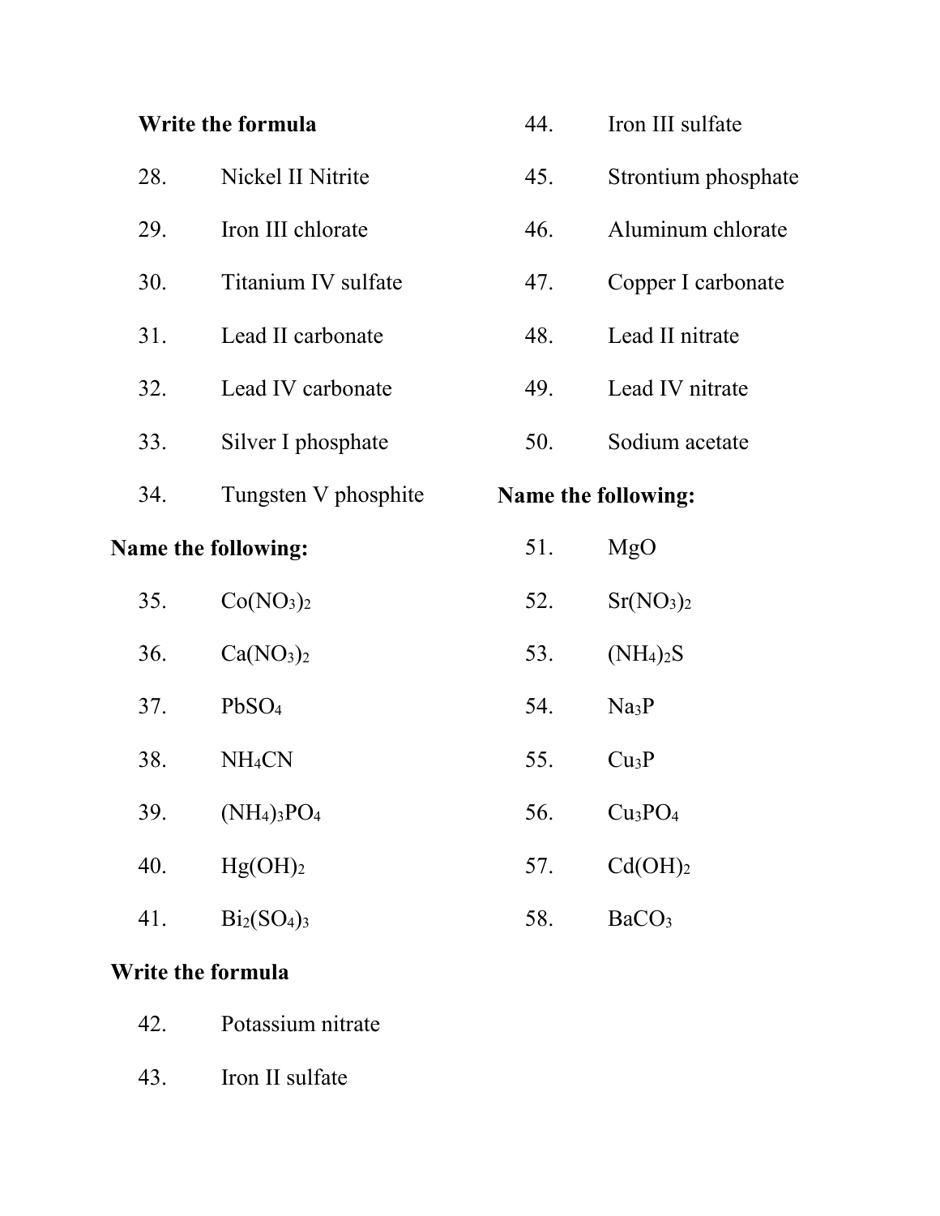**Write the formula**

28. Nickel II Nitrite
29. Iron III chlorate
30. Titanium IV sulfate
31. Lead II carbonate
32. Lead IV carbonate
33. Silver I phosphate
34. Tungsten V phosphite

**Name the following:**

35. $Co(NO_3)_2$
36. $Ca(NO_3)_2$
37. $PbSO_4$
38. $NH_4CN$
39. $(NH_4)_3PO_4$
40. $Hg(OH)_2$
41. $Bi_2(SO_4)_3$

**Write the formula**

42. Potassium nitrate
43. Iron II sulfate
44. Iron III sulfate
45. Strontium phosphate
46. Aluminum chlorate
47. Copper I carbonate
48. Lead II nitrate
49. Lead IV nitrate
50. Sodium acetate

**Name the following:**

51. $MgO$
52. $Sr(NO_3)_2$
53. $(NH_4)_2S$
54. $Na_3P$
55. $Cu_3P$
56. $Cu_3PO_4$
57. $Cd(OH)_2$
58. $BaCO_3$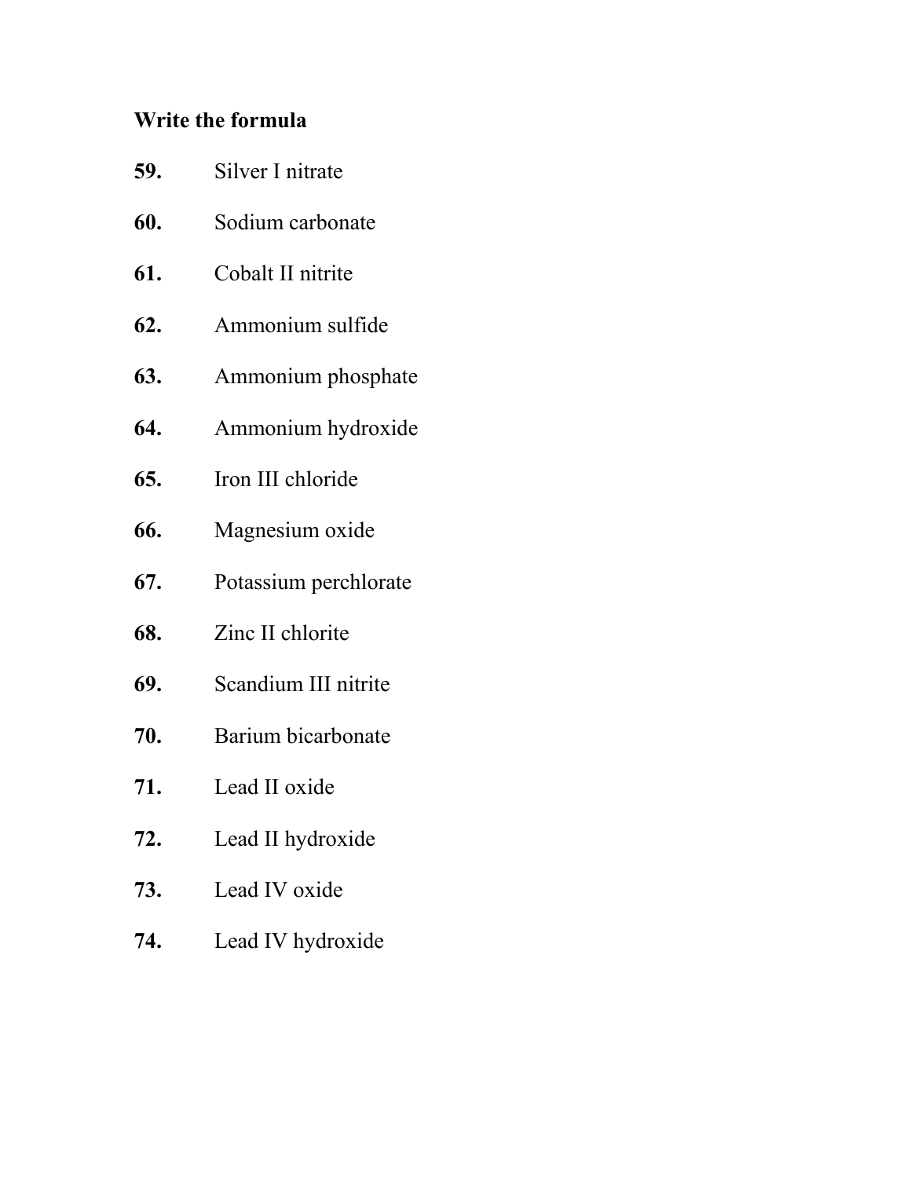**Write the formula**

**59.** Silver I nitrate

**60.** Sodium carbonate

**61.** Cobalt II nitrite

**62.** Ammonium sulfide

**63.** Ammonium phosphate

**64.** Ammonium hydroxide

**65.** Iron III chloride

**66.** Magnesium oxide

**67.** Potassium perchlorate

**68.** Zinc II chlorite

**69.** Scandium III nitrite

**70.** Barium bicarbonate

**71.** Lead II oxide

**72.** Lead II hydroxide

**73.** Lead IV oxide

**74.** Lead IV hydroxide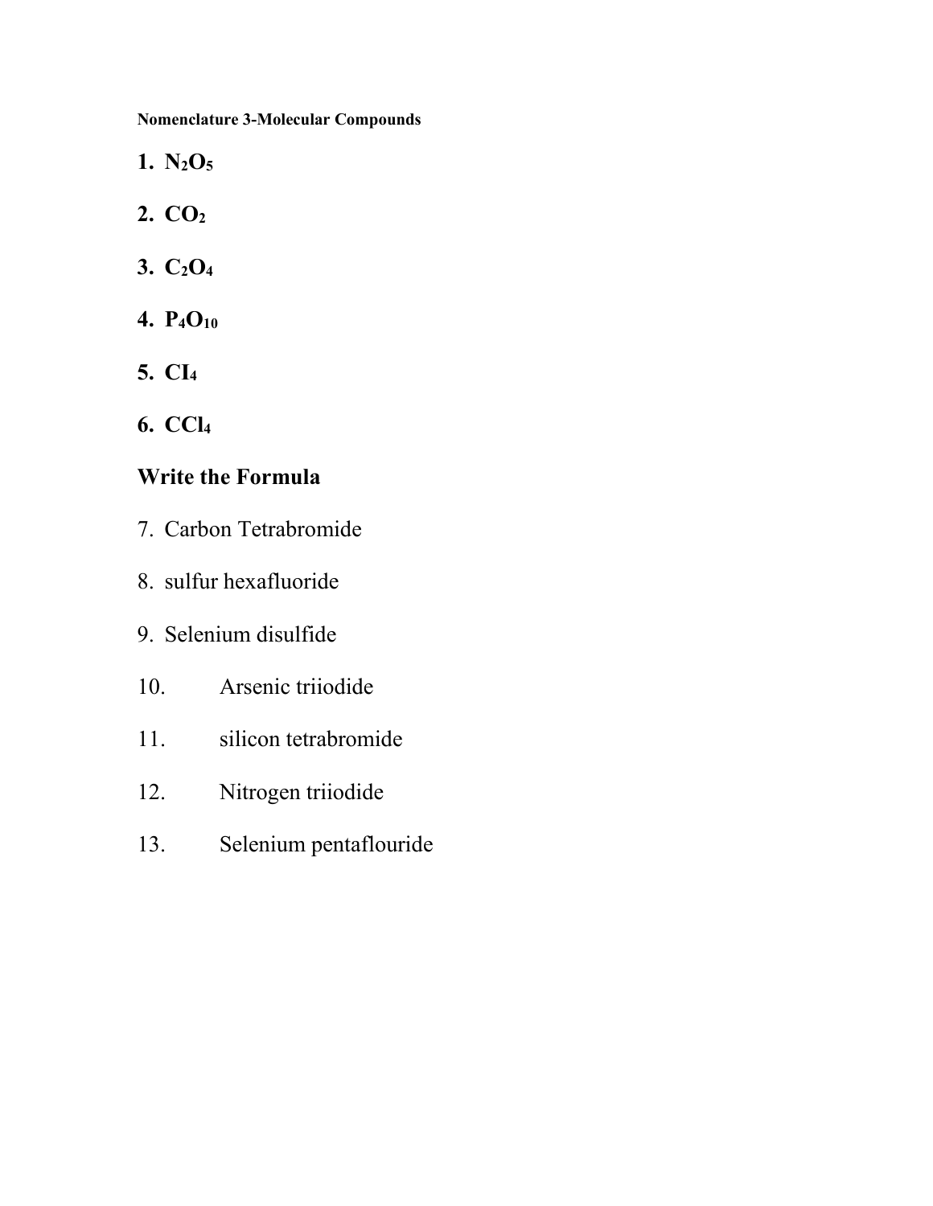**Nomenclature 3-Molecular Compounds**

1. $N_2O_5$
2. $CO_2$
3. $C_2O_4$
4. $P_4O_{10}$
5. $CI_4$
6. $CCl_4$

## Write the Formula

7. Carbon Tetrabromide
8. sulfur hexafluoride
9. Selenium disulfide
10. Arsenic triiodide
11. silicon tetrabromide
12. Nitrogen triiodide
13. Selenium pentaflouride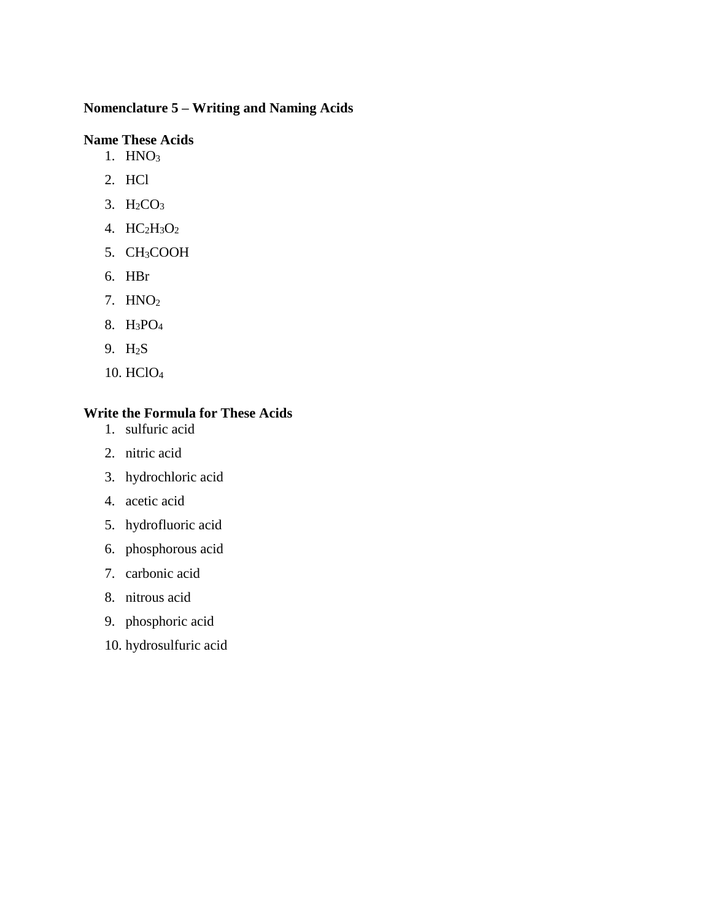**Nomenclature 5 – Writing and Naming Acids**

**Name These Acids**

1. $HNO_3$
2. HCl
3. $H_2CO_3$
4. $HC_2H_3O_2$
5. $CH_3COOH$
6. HBr
7. $HNO_2$
8. $H_3PO_4$
9. $H_2S$
10. $HClO_4$

**Write the Formula for These Acids**

1. sulfuric acid
2. nitric acid
3. hydrochloric acid
4. acetic acid
5. hydrofluoric acid
6. phosphorous acid
7. carbonic acid
8. nitrous acid
9. phosphoric acid
10. hydrosulfuric acid